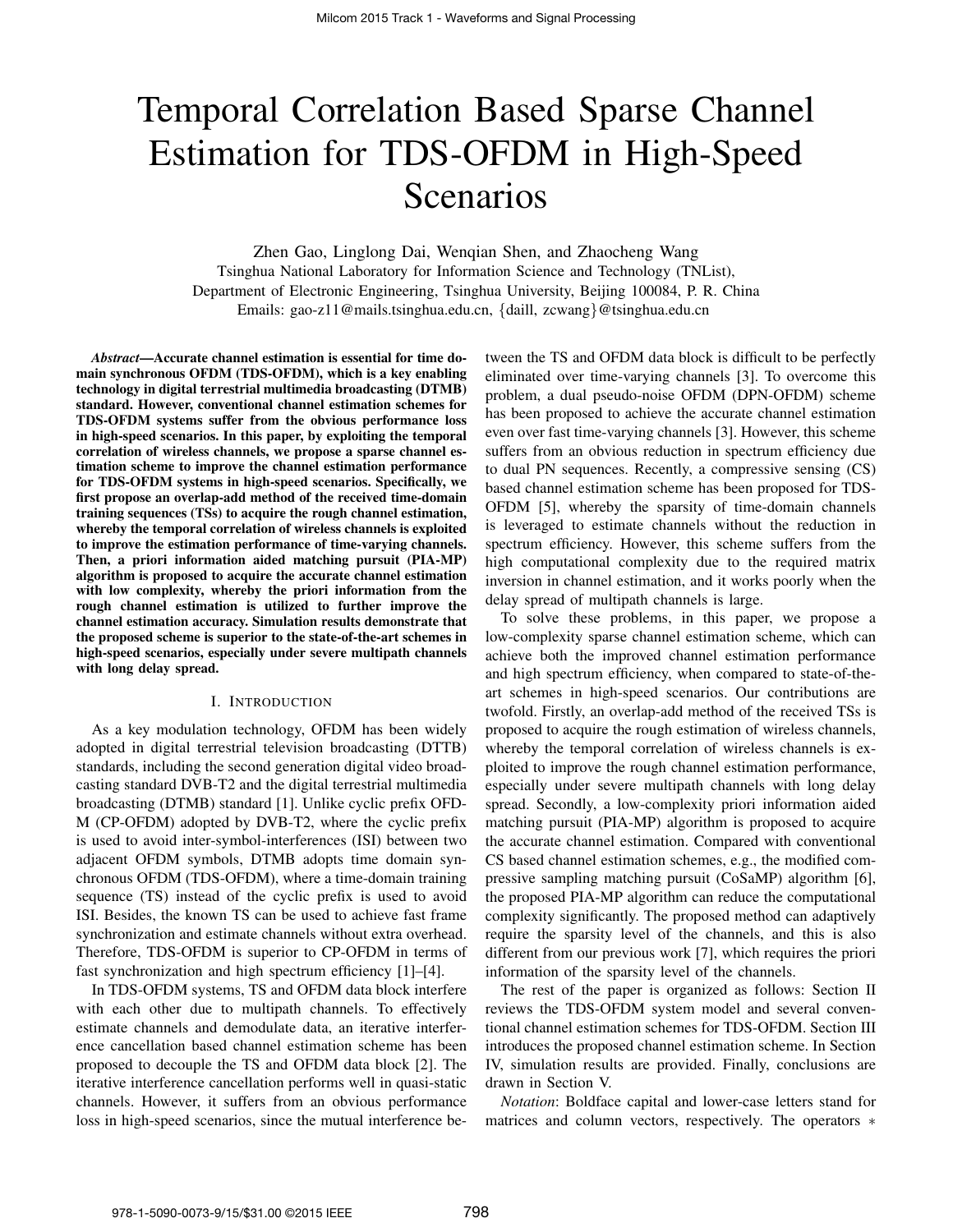# Temporal Correlation Based Sparse Channel Estimation for TDS-OFDM in High-Speed Scenarios

Zhen Gao, Linglong Dai, Wenqian Shen, and Zhaocheng Wang

Tsinghua National Laboratory for Information Science and Technology (TNList),
Department of Electronic Engineering, Tsinghua University, Beijing 100084, P. R. China
Emails: gao-z11@mails.tsinghua.edu.cn, {daill, zcwang}@tsinghua.edu.cn

***Abstract*—Accurate channel estimation is essential for time domain synchronous OFDM (TDS-OFDM), which is a key enabling technology in digital terrestrial multimedia broadcasting (DTMB) standard. However, conventional channel estimation schemes for TDS-OFDM systems suffer from the obvious performance loss in high-speed scenarios. In this paper, by exploiting the temporal correlation of wireless channels, we propose a sparse channel estimation scheme to improve the channel estimation performance for TDS-OFDM systems in high-speed scenarios. Specifically, we first propose an overlap-add method of the received time-domain training sequences (TSs) to acquire the rough channel estimation, whereby the temporal correlation of wireless channels is exploited to improve the estimation performance of time-varying channels. Then, a priori information aided matching pursuit (PIA-MP) algorithm is proposed to acquire the accurate channel estimation with low complexity, whereby the priori information from the rough channel estimation is utilized to further improve the channel estimation accuracy. Simulation results demonstrate that the proposed scheme is superior to the state-of-the-art schemes in high-speed scenarios, especially under severe multipath channels with long delay spread.**

## I. Introduction

As a key modulation technology, OFDM has been widely adopted in digital terrestrial television broadcasting (DTTB) standards, including the second generation digital video broadcasting standard DVB-T2 and the digital terrestrial multimedia broadcasting (DTMB) standard [1]. Unlike cyclic prefix OFDM (CP-OFDM) adopted by DVB-T2, where the cyclic prefix is used to avoid inter-symbol-interferences (ISI) between two adjacent OFDM symbols, DTMB adopts time domain synchronous OFDM (TDS-OFDM), where a time-domain training sequence (TS) instead of the cyclic prefix is used to avoid ISI. Besides, the known TS can be used to achieve fast frame synchronization and estimate channels without extra overhead. Therefore, TDS-OFDM is superior to CP-OFDM in terms of fast synchronization and high spectrum efficiency [1]–[4].

In TDS-OFDM systems, TS and OFDM data block interfere with each other due to multipath channels. To effectively estimate channels and demodulate data, an iterative interference cancellation based channel estimation scheme has been proposed to decouple the TS and OFDM data block [2]. The iterative interference cancellation performs well in quasi-static channels. However, it suffers from an obvious performance loss in high-speed scenarios, since the mutual interference between the TS and OFDM data block is difficult to be perfectly eliminated over time-varying channels [3]. To overcome this problem, a dual pseudo-noise OFDM (DPN-OFDM) scheme has been proposed to achieve the accurate channel estimation even over fast time-varying channels [3]. However, this scheme suffers from an obvious reduction in spectrum efficiency due to dual PN sequences. Recently, a compressive sensing (CS) based channel estimation scheme has been proposed for TDS-OFDM [5], whereby the sparsity of time-domain channels is leveraged to estimate channels without the reduction in spectrum efficiency. However, this scheme suffers from the high computational complexity due to the required matrix inversion in channel estimation, and it works poorly when the delay spread of multipath channels is large.

To solve these problems, in this paper, we propose a low-complexity sparse channel estimation scheme, which can achieve both the improved channel estimation performance and high spectrum efficiency, when compared to state-of-the-art schemes in high-speed scenarios. Our contributions are twofold. Firstly, an overlap-add method of the received TSs is proposed to acquire the rough estimation of wireless channels, whereby the temporal correlation of wireless channels is exploited to improve the rough channel estimation performance, especially under severe multipath channels with long delay spread. Secondly, a low-complexity priori information aided matching pursuit (PIA-MP) algorithm is proposed to acquire the accurate channel estimation. Compared with conventional CS based channel estimation schemes, e.g., the modified compressive sampling matching pursuit (CoSaMP) algorithm [6], the proposed PIA-MP algorithm can reduce the computational complexity significantly. The proposed method can adaptively require the sparsity level of the channels, and this is also different from our previous work [7], which requires the priori information of the sparsity level of the channels.

The rest of the paper is organized as follows: Section II reviews the TDS-OFDM system model and several conventional channel estimation schemes for TDS-OFDM. Section III introduces the proposed channel estimation scheme. In Section IV, simulation results are provided. Finally, conclusions are drawn in Section V.

*Notation*: Boldface capital and lower-case letters stand for matrices and column vectors, respectively. The operators $*$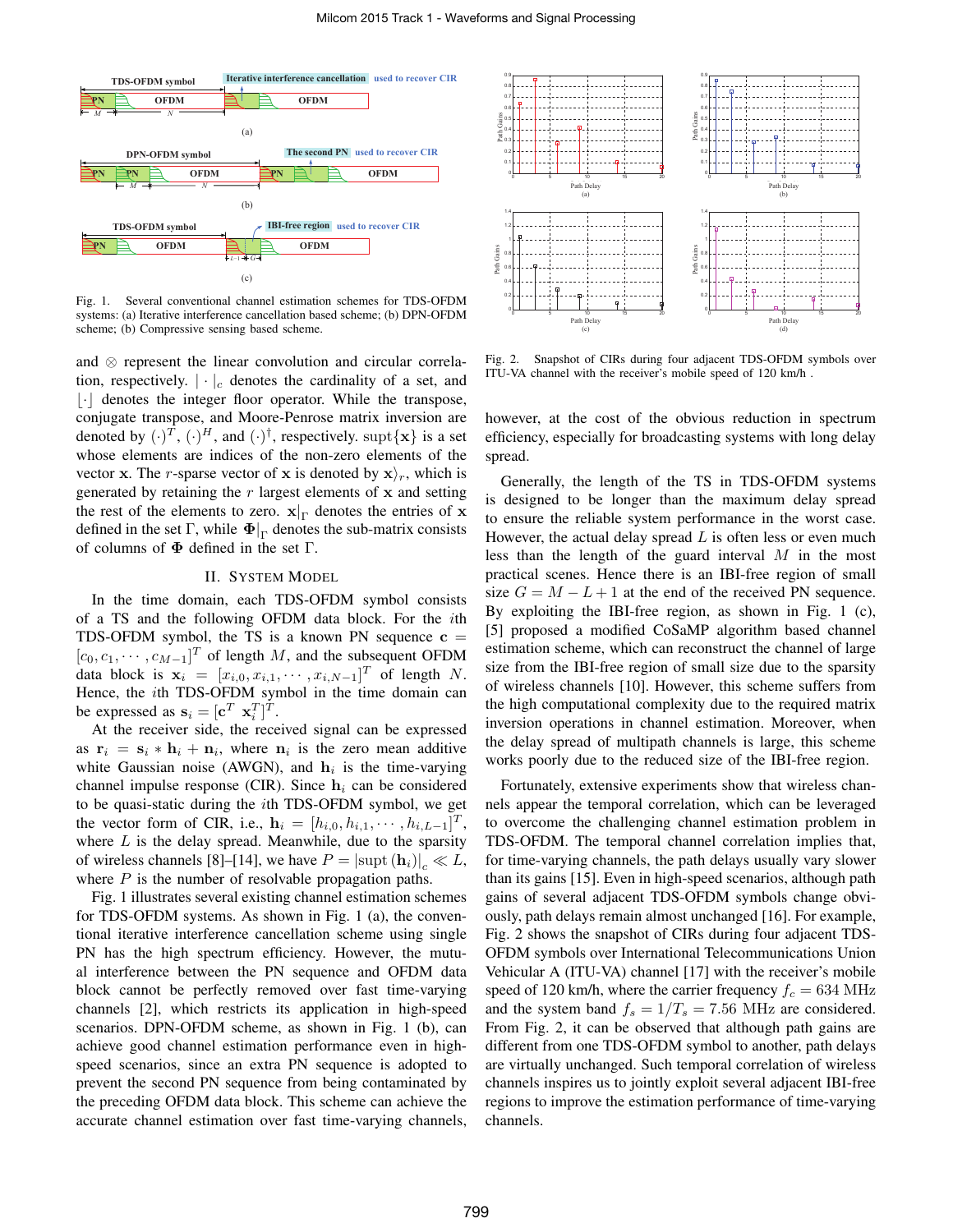Fig. 1. Several conventional channel estimation schemes for TDS-OFDM systems: (a) Iterative interference cancellation based scheme; (b) DPN-OFDM scheme; (b) Compressive sensing based scheme.

and $\otimes$ represent the linear convolution and circular correlation, respectively. $|\cdot|_c$ denotes the cardinality of a set, and $\lfloor\cdot\rfloor$ denotes the integer floor operator. While the transpose, conjugate transpose, and Moore-Penrose matrix inversion are denoted by $(\cdot)^T$, $(\cdot)^H$, and $(\cdot)^\dagger$, respectively. $\text{supt}\{\mathbf{x}\}$ is a set whose elements are indices of the non-zero elements of the vector $\mathbf{x}$. The $r$-sparse vector of $\mathbf{x}$ is denoted by $\mathbf{x}\rangle_r$, which is generated by retaining the $r$ largest elements of $\mathbf{x}$ and setting the rest of the elements to zero. $\mathbf{x}|_\Gamma$ denotes the entries of $\mathbf{x}$ defined in the set $\Gamma$, while $\mathbf{\Phi}|_\Gamma$ denotes the sub-matrix consists of columns of $\mathbf{\Phi}$ defined in the set $\Gamma$.

## II. System Model

In the time domain, each TDS-OFDM symbol consists of a TS and the following OFDM data block. For the $i$th TDS-OFDM symbol, the TS is a known PN sequence $\mathbf{c} = [c_0, c_1, \cdots, c_{M-1}]^T$ of length $M$, and the subsequent OFDM data block is $\mathbf{x}_i = [x_{i,0}, x_{i,1}, \cdots, x_{i,N-1}]^T$ of length $N$. Hence, the $i$th TDS-OFDM symbol in the time domain can be expressed as $\mathbf{s}_i = [\mathbf{c}^T \ \mathbf{x}_i^T]^T$.

At the receiver side, the received signal can be expressed as $\mathbf{r}_i = \mathbf{s}_i * \mathbf{h}_i + \mathbf{n}_i$, where $\mathbf{n}_i$ is the zero mean additive white Gaussian noise (AWGN), and $\mathbf{h}_i$ is the time-varying channel impulse response (CIR). Since $\mathbf{h}_i$ can be considered to be quasi-static during the $i$th TDS-OFDM symbol, we get the vector form of CIR, i.e., $\mathbf{h}_i = [h_{i,0}, h_{i,1}, \cdots, h_{i,L-1}]^T$, where $L$ is the delay spread. Meanwhile, due to the sparsity of wireless channels [8]–[14], we have $P = |\text{supt}(\mathbf{h}_i)|_c \ll L$, where $P$ is the number of resolvable propagation paths.

Fig. 1 illustrates several existing channel estimation schemes for TDS-OFDM systems. As shown in Fig. 1 (a), the conventional iterative interference cancellation scheme using single PN has the high spectrum efficiency. However, the mutual interference between the PN sequence and OFDM data block cannot be perfectly removed over fast time-varying channels [2], which restricts its application in high-speed scenarios. DPN-OFDM scheme, as shown in Fig. 1 (b), can achieve good channel estimation performance even in high-speed scenarios, since an extra PN sequence is adopted to prevent the second PN sequence from being contaminated by the preceding OFDM data block. This scheme can achieve the accurate channel estimation over fast time-varying channels, however, at the cost of the obvious reduction in spectrum efficiency, especially for broadcasting systems with long delay spread.

Generally, the length of the TS in TDS-OFDM systems is designed to be longer than the maximum delay spread to ensure the reliable system performance in the worst case. However, the actual delay spread $L$ is often less or even much less than the length of the guard interval $M$ in the most practical scenes. Hence there is an IBI-free region of small size $G = M - L + 1$ at the end of the received PN sequence. By exploiting the IBI-free region, as shown in Fig. 1 (c), [5] proposed a modified CoSaMP algorithm based channel estimation scheme, which can reconstruct the channel of large size from the IBI-free region of small size due to the sparsity of wireless channels [10]. However, this scheme suffers from the high computational complexity due to the required matrix inversion operations in channel estimation. Moreover, when the delay spread of multipath channels is large, this scheme works poorly due to the reduced size of the IBI-free region.

Fig. 2. Snapshot of CIRs during four adjacent TDS-OFDM symbols over ITU-VA channel with the receiver's mobile speed of 120 km/h .

Fortunately, extensive experiments show that wireless channels appear the temporal correlation, which can be leveraged to overcome the challenging channel estimation problem in TDS-OFDM. The temporal channel correlation implies that, for time-varying channels, the path delays usually vary slower than its gains [15]. Even in high-speed scenarios, although path gains of several adjacent TDS-OFDM symbols change obviously, path delays remain almost unchanged [16]. For example, Fig. 2 shows the snapshot of CIRs during four adjacent TDS-OFDM symbols over International Telecommunications Union Vehicular A (ITU-VA) channel [17] with the receiver's mobile speed of 120 km/h, where the carrier frequency $f_c = 634$ MHz and the system band $f_s = 1/T_s = 7.56$ MHz are considered. From Fig. 2, it can be observed that although path gains are different from one TDS-OFDM symbol to another, path delays are virtually unchanged. Such temporal correlation of wireless channels inspires us to jointly exploit several adjacent IBI-free regions to improve the estimation performance of time-varying channels.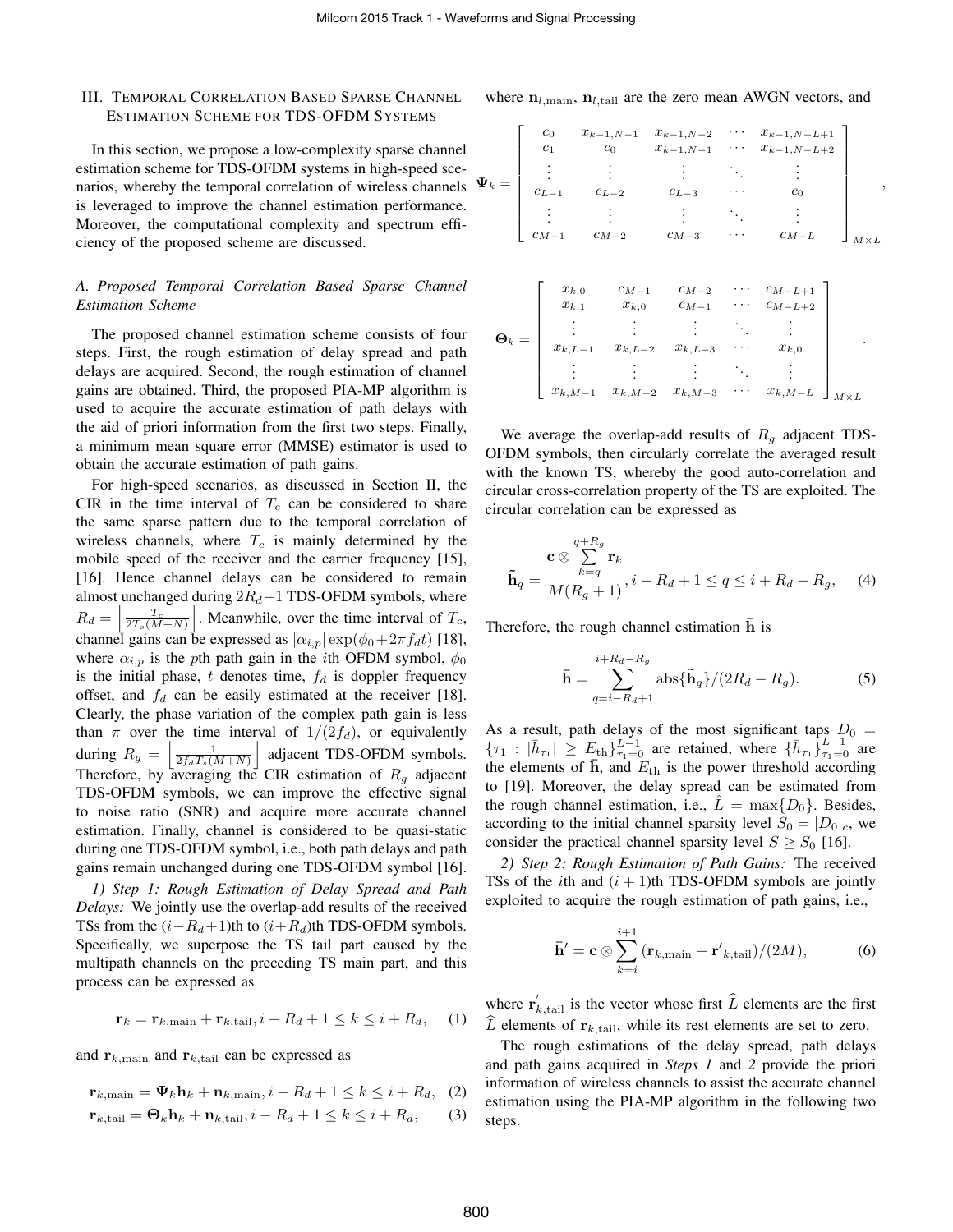## III. Temporal Correlation Based Sparse Channel Estimation Scheme for TDS-OFDM Systems

In this section, we propose a low-complexity sparse channel estimation scheme for TDS-OFDM systems in high-speed scenarios, whereby the temporal correlation of wireless channels is leveraged to improve the channel estimation performance. Moreover, the computational complexity and spectrum efficiency of the proposed scheme are discussed.

### A. Proposed Temporal Correlation Based Sparse Channel Estimation Scheme

The proposed channel estimation scheme consists of four steps. First, the rough estimation of delay spread and path delays are acquired. Second, the rough estimation of channel gains are obtained. Third, the proposed PIA-MP algorithm is used to acquire the accurate estimation of path delays with the aid of priori information from the first two steps. Finally, a minimum mean square error (MMSE) estimator is used to obtain the accurate estimation of path gains.

For high-speed scenarios, as discussed in Section II, the CIR in the time interval of $T_c$ can be considered to share the same sparse pattern due to the temporal correlation of wireless channels, where $T_c$ is mainly determined by the mobile speed of the receiver and the carrier frequency [15], [16]. Hence channel delays can be considered to remain almost unchanged during $2R_d - 1$ TDS-OFDM symbols, where $R_d = \left\lfloor \frac{T_c}{2T_s(M+N)} \right\rfloor$. Meanwhile, over the time interval of $T_c$, channel gains can be expressed as $|\alpha_{i,p}| \exp(\phi_0 + 2\pi f_d t)$ [18], where $\alpha_{i,p}$ is the $p$th path gain in the $i$th OFDM symbol, $\phi_0$ is the initial phase, $t$ denotes time, $f_d$ is doppler frequency offset, and $f_d$ can be easily estimated at the receiver [18]. Clearly, the phase variation of the complex path gain is less than $\pi$ over the time interval of $1/(2f_d)$, or equivalently during $R_g = \left\lfloor \frac{1}{2f_d T_s(M+N)} \right\rfloor$ adjacent TDS-OFDM symbols. Therefore, by averaging the CIR estimation of $R_g$ adjacent TDS-OFDM symbols, we can improve the effective signal to noise ratio (SNR) and acquire more accurate channel estimation. Finally, channel is considered to be quasi-static during one TDS-OFDM symbol, i.e., both path delays and path gains remain unchanged during one TDS-OFDM symbol [16].

*1) Step 1: Rough Estimation of Delay Spread and Path Delays:* We jointly use the overlap-add results of the received TSs from the $(i-R_d+1)$th to $(i+R_d)$th TDS-OFDM symbols. Specifically, we superpose the TS tail part caused by the multipath channels on the preceding TS main part, and this process can be expressed as

$$\mathbf{r}_k = \mathbf{r}_{k,\text{main}} + \mathbf{r}_{k,\text{tail}}, i - R_d + 1 \le k \le i + R_d, \quad (1)$$

and $\mathbf{r}_{k,\text{main}}$ and $\mathbf{r}_{k,\text{tail}}$ can be expressed as

$$\mathbf{r}_{k,\text{main}} = \mathbf{\Psi}_k \mathbf{h}_k + \mathbf{n}_{k,\text{main}}, i - R_d + 1 \le k \le i + R_d, \quad (2)$$

$$\mathbf{r}_{k,\text{tail}} = \mathbf{\Theta}_k \mathbf{h}_k + \mathbf{n}_{k,\text{tail}}, i - R_d + 1 \le k \le i + R_d, \quad (3)$$

where $\mathbf{n}_{l,\text{main}}$, $\mathbf{n}_{l,\text{tail}}$ are the zero mean AWGN vectors, and

$$\mathbf{\Psi}_k = \begin{bmatrix} c_0 & x_{k-1,N-1} & x_{k-1,N-2} & \cdots & x_{k-1,N-L+1} \\ c_1 & c_0 & x_{k-1,N-1} & \cdots & x_{k-1,N-L+2} \\ \vdots & \vdots & \vdots & \ddots & \vdots \\ c_{L-1} & c_{L-2} & c_{L-3} & \cdots & c_0 \\ \vdots & \vdots & \vdots & \ddots & \vdots \\ c_{M-1} & c_{M-2} & c_{M-3} & \cdots & c_{M-L} \end{bmatrix}_{M \times L},$$

$$\mathbf{\Theta}_k = \begin{bmatrix} x_{k,0} & c_{M-1} & c_{M-2} & \cdots & c_{M-L+1} \\ x_{k,1} & x_{k,0} & c_{M-1} & \cdots & c_{M-L+2} \\ \vdots & \vdots & \vdots & \ddots & \vdots \\ x_{k,L-1} & x_{k,L-2} & x_{k,L-3} & \cdots & x_{k,0} \\ \vdots & \vdots & \vdots & \ddots & \vdots \\ x_{k,M-1} & x_{k,M-2} & x_{k,M-3} & \cdots & x_{k,M-L} \end{bmatrix}_{M \times L}.$$

We average the overlap-add results of $R_g$ adjacent TDS-OFDM symbols, then circularly correlate the averaged result with the known TS, whereby the good auto-correlation and circular cross-correlation property of the TS are exploited. The circular correlation can be expressed as

$$\tilde{\mathbf{h}}_q = \frac{\mathbf{c} \otimes \sum\limits_{k=q}^{q+R_g} \mathbf{r}_k}{M(R_g+1)}, i - R_d + 1 \le q \le i + R_d - R_g, \quad (4)$$

Therefore, the rough channel estimation $\bar{\mathbf{h}}$ is

$$\bar{\mathbf{h}} = \sum_{q=i-R_d+1}^{i+R_d-R_g} \text{abs}\{\tilde{\mathbf{h}}_q\}/(2R_d - R_g). \quad (5)$$

As a result, path delays of the most significant taps $D_0 = \{\tau_1 : |\bar{h}_{\tau_1}| \ge E_{\text{th}}\}_{\tau_1=0}^{L-1}$ are retained, where $\{\bar{h}_{\tau_1}\}_{\tau_1=0}^{L-1}$ are the elements of $\bar{\mathbf{h}}$, and $E_{\text{th}}$ is the power threshold according to [19]. Moreover, the delay spread can be estimated from the rough channel estimation, i.e., $\hat{L} = \max\{D_0\}$. Besides, according to the initial channel sparsity level $S_0 = |D_0|_c$, we consider the practical channel sparsity level $S \ge S_0$ [16].

*2) Step 2: Rough Estimation of Path Gains:* The received TSs of the $i$th and $(i+1)$th TDS-OFDM symbols are jointly exploited to acquire the rough estimation of path gains, i.e.,

$$\bar{\mathbf{h}}' = \mathbf{c} \otimes \sum_{k=i}^{i+1} (\mathbf{r}_{k,\text{main}} + \mathbf{r}'_{k,\text{tail}})/(2M), \quad (6)$$

where $\mathbf{r}'_{k,\text{tail}}$ is the vector whose first $\widehat{L}$ elements are the first $\widehat{L}$ elements of $\mathbf{r}_{k,\text{tail}}$, while its rest elements are set to zero.

The rough estimations of the delay spread, path delays and path gains acquired in *Steps 1* and *2* provide the priori information of wireless channels to assist the accurate channel estimation using the PIA-MP algorithm in the following two steps.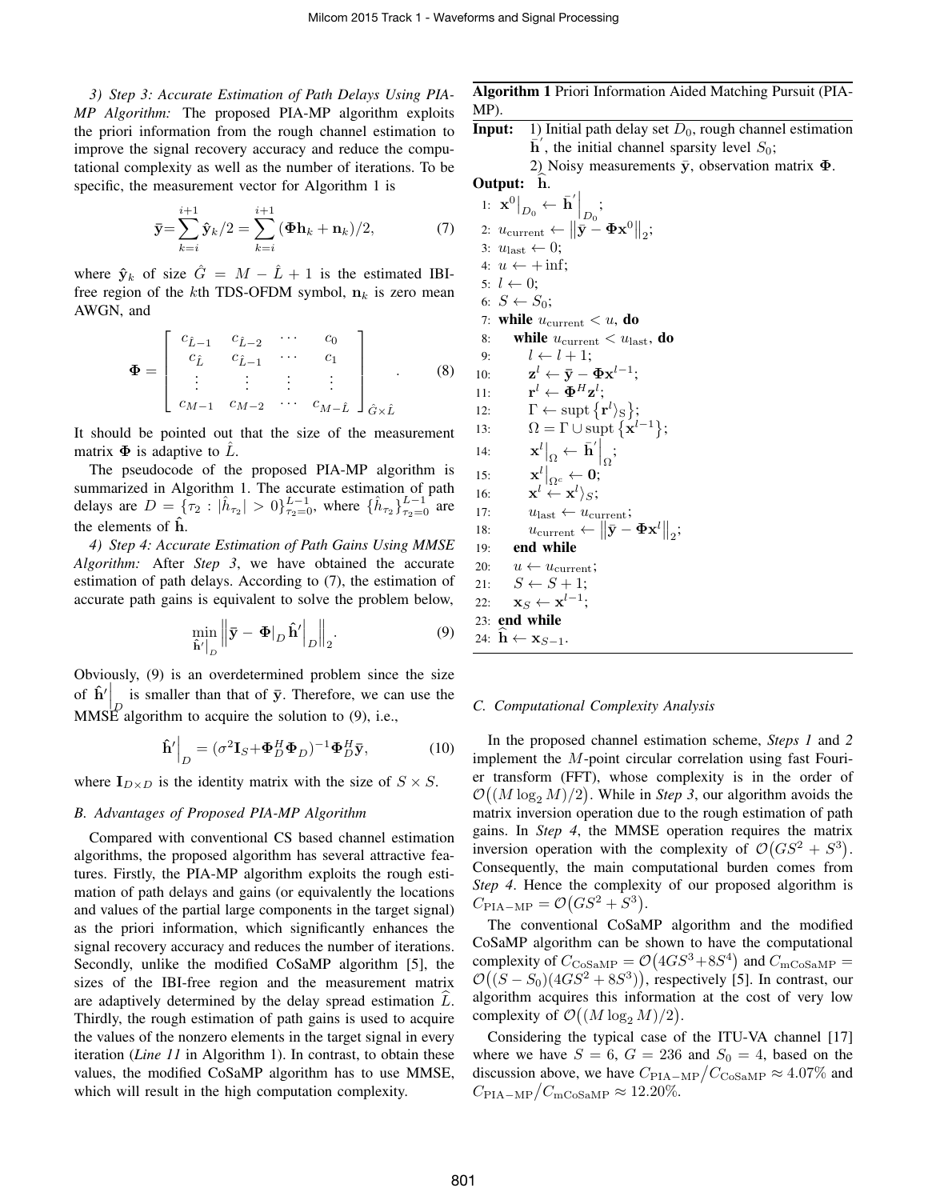*3) Step 3: Accurate Estimation of Path Delays Using PIA-MP Algorithm:* The proposed PIA-MP algorithm exploits the priori information from the rough channel estimation to improve the signal recovery accuracy and reduce the computational complexity as well as the number of iterations. To be specific, the measurement vector for Algorithm 1 is

$$\bar{\mathbf{y}}=\sum_{k=i}^{i+1}\hat{\mathbf{y}}_k/2=\sum_{k=i}^{i+1}(\mathbf{\Phi}\mathbf{h}_k+\mathbf{n}_k)/2, \tag{7}$$

where $\hat{\mathbf{y}}_k$ of size $\hat{G}=M-\hat{L}+1$ is the estimated IBI-free region of the $k$th TDS-OFDM symbol, $\mathbf{n}_k$ is zero mean AWGN, and

$$\mathbf{\Phi}=\begin{bmatrix} c_{\hat{L}-1} & c_{\hat{L}-2} & \cdots & c_0 \\ c_{\hat{L}} & c_{\hat{L}-1} & \cdots & c_1 \\ \vdots & \vdots & \vdots & \vdots \\ c_{M-1} & c_{M-2} & \cdots & c_{M-\hat{L}} \end{bmatrix}_{\hat{G}\times\hat{L}}. \tag{8}$$

It should be pointed out that the size of the measurement matrix $\mathbf{\Phi}$ is adaptive to $\hat{L}$.

The pseudocode of the proposed PIA-MP algorithm is summarized in Algorithm 1. The accurate estimation of path delays are $D=\{\tau_2:|\hat{h}_{\tau_2}|>0\}_{\tau_2=0}^{L-1}$, where $\{\hat{h}_{\tau_2}\}_{\tau_2=0}^{L-1}$ are the elements of $\hat{\mathbf{h}}$.

*4) Step 4: Accurate Estimation of Path Gains Using MMSE Algorithm:* After *Step 3*, we have obtained the accurate estimation of path delays. According to (7), the estimation of accurate path gains is equivalent to solve the problem below,

$$\min_{\hat{\mathbf{h}}'|_D}\left\|\bar{\mathbf{y}}-\mathbf{\Phi}|_D\hat{\mathbf{h}}'\big|_D\right\|_2. \tag{9}$$

Obviously, (9) is an overdetermined problem since the size of $\hat{\mathbf{h}}'\big|_D$ is smaller than that of $\bar{\mathbf{y}}$. Therefore, we can use the MMSE algorithm to acquire the solution to (9), i.e.,

$$\hat{\mathbf{h}}'\big|_D=(\sigma^2\mathbf{I}_S+\mathbf{\Phi}_D^H\mathbf{\Phi}_D)^{-1}\mathbf{\Phi}_D^H\bar{\mathbf{y}}, \tag{10}$$

where $\mathbf{I}_{D\times D}$ is the identity matrix with the size of $S\times S$.

### B. Advantages of Proposed PIA-MP Algorithm

Compared with conventional CS based channel estimation algorithms, the proposed algorithm has several attractive features. Firstly, the PIA-MP algorithm exploits the rough estimation of path delays and gains (or equivalently the locations and values of the partial large components in the target signal) as the priori information, which significantly enhances the signal recovery accuracy and reduces the number of iterations. Secondly, unlike the modified CoSaMP algorithm [5], the sizes of the IBI-free region and the measurement matrix are adaptively determined by the delay spread estimation $\widehat{L}$. Thirdly, the rough estimation of path gains is used to acquire the values of the nonzero elements in the target signal in every iteration (*Line 11* in Algorithm 1). In contrast, to obtain these values, the modified CoSaMP algorithm has to use MMSE, which will result in the high computation complexity.

**Algorithm 1** Priori Information Aided Matching Pursuit (PIA-MP).

**Input:** 1) Initial path delay set $D_0$, rough channel estimation $\bar{\mathbf{h}}'$, the initial channel sparsity level $S_0$;
2) Noisy measurements $\bar{\mathbf{y}}$, observation matrix $\mathbf{\Phi}$.

**Output:** $\widehat{\mathbf{h}}$.

1: $\mathbf{x}^0\big|_{D_0}\leftarrow\bar{\mathbf{h}}'\big|_{D_0}$;
2: $u_{\rm current}\leftarrow\left\|\bar{\mathbf{y}}-\mathbf{\Phi}\mathbf{x}^0\right\|_2$;
3: $u_{\rm last}\leftarrow 0$;
4: $u\leftarrow +\inf$;
5: $l\leftarrow 0$;
6: $S\leftarrow S_0$;
7: **while** $u_{\rm current}<u$, **do**
8: **while** $u_{\rm current}<u_{\rm last}$, **do**
9: $l\leftarrow l+1$;
10: $\mathbf{z}^l\leftarrow\bar{\mathbf{y}}-\mathbf{\Phi}\mathbf{x}^{l-1}$;
11: $\mathbf{r}^l\leftarrow\mathbf{\Phi}^H\mathbf{z}^l$;
12: $\Gamma\leftarrow{\rm supt}\left\{\mathbf{r}^l\rangle_S\right\}$;
13: $\Omega=\Gamma\cup{\rm supt}\left\{\mathbf{x}^{l-1}\right\}$;
14: $\mathbf{x}^l\big|_\Omega\leftarrow\bar{\mathbf{h}}'\big|_\Omega$;
15: $\mathbf{x}^l\big|_{\Omega^c}\leftarrow\mathbf{0}$;
16: $\mathbf{x}^l\leftarrow\mathbf{x}^l\rangle_S$;
17: $u_{\rm last}\leftarrow u_{\rm current}$;
18: $u_{\rm current}\leftarrow\left\|\bar{\mathbf{y}}-\mathbf{\Phi}\mathbf{x}^l\right\|_2$;
19: **end while**
20: $u\leftarrow u_{\rm current}$;
21: $S\leftarrow S+1$;
22: $\mathbf{x}_S\leftarrow\mathbf{x}^{l-1}$;
23: **end while**
24: $\widehat{\mathbf{h}}\leftarrow\mathbf{x}_{S-1}$.

### C. Computational Complexity Analysis

In the proposed channel estimation scheme, *Steps 1* and *2* implement the $M$-point circular correlation using fast Fourier transform (FFT), whose complexity is in the order of $\mathcal{O}\big((M\log_2 M)/2\big)$. While in *Step 3*, our algorithm avoids the matrix inversion operation due to the rough estimation of path gains. In *Step 4*, the MMSE operation requires the matrix inversion operation with the complexity of $\mathcal{O}\big(GS^2+S^3\big)$. Consequently, the main computational burden comes from *Step 4*. Hence the complexity of our proposed algorithm is $C_{\rm PIA-MP}=\mathcal{O}\big(GS^2+S^3\big)$.

The conventional CoSaMP algorithm and the modified CoSaMP algorithm can be shown to have the computational complexity of $C_{\rm CoSaMP}=\mathcal{O}\big(4GS^3+8S^4\big)$ and $C_{\rm mCoSaMP}=\mathcal{O}\big((S-S_0)(4GS^2+8S^3)\big)$, respectively [5]. In contrast, our algorithm acquires this information at the cost of very low complexity of $\mathcal{O}\big((M\log_2 M)/2\big)$.

Considering the typical case of the ITU-VA channel [17] where we have $S=6$, $G=236$ and $S_0=4$, based on the discussion above, we have $C_{\rm PIA-MP}/C_{\rm CoSaMP}\approx 4.07\%$ and $C_{\rm PIA-MP}/C_{\rm mCoSaMP}\approx 12.20\%$.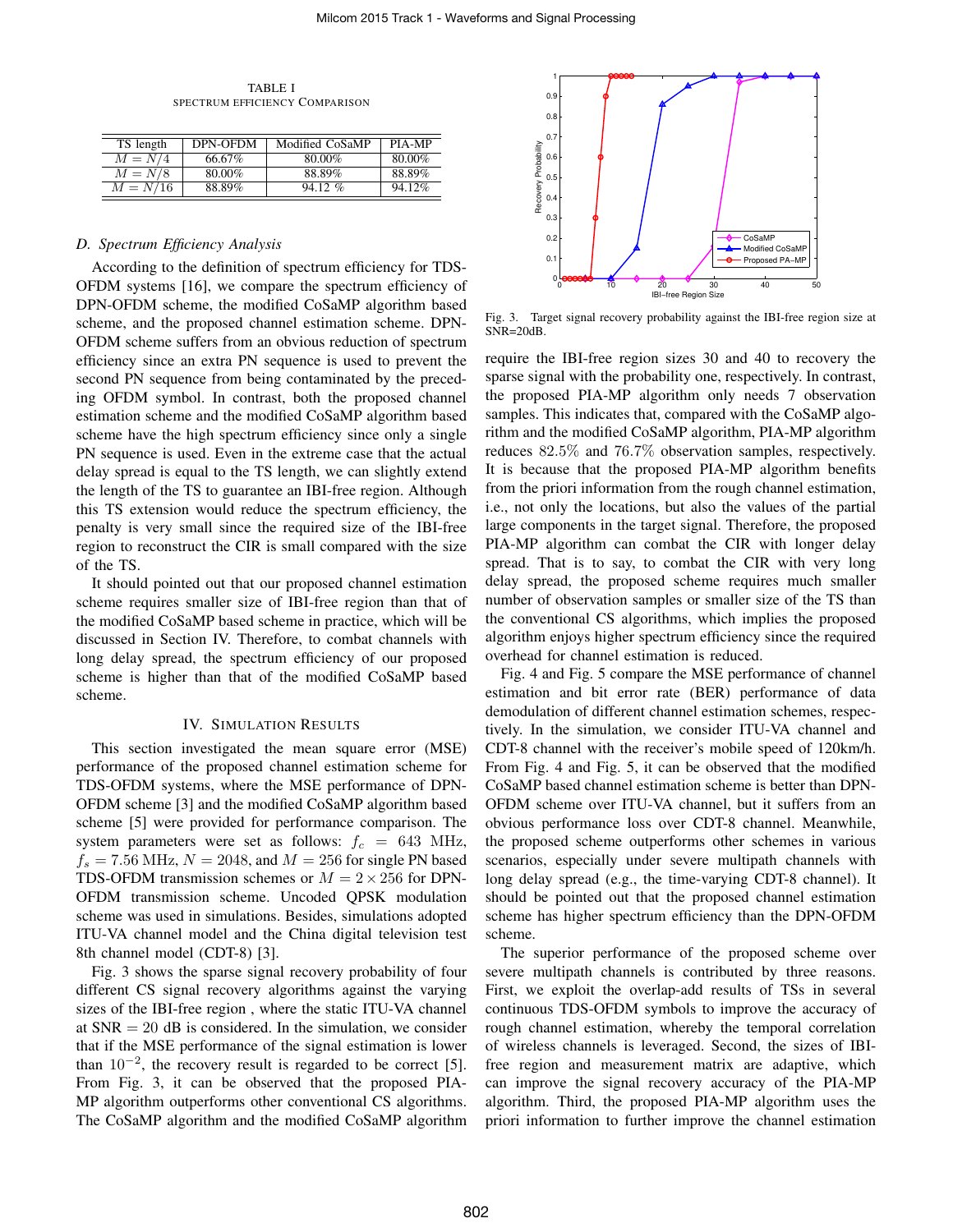TABLE I
SPECTRUM EFFICIENCY COMPARISON

| TS length | DPN-OFDM | Modified CoSaMP | PIA-MP |
|---|---|---|---|
| $M = N/4$ | 66.67% | 80.00% | 80.00% |
| $M = N/8$ | 80.00% | 88.89% | 88.89% |
| $M = N/16$ | 88.89% | 94.12 % | 94.12% |

### D. Spectrum Efficiency Analysis

According to the definition of spectrum efficiency for TDS-OFDM systems [16], we compare the spectrum efficiency of DPN-OFDM scheme, the modified CoSaMP algorithm based scheme, and the proposed channel estimation scheme. DPN-OFDM scheme suffers from an obvious reduction of spectrum efficiency since an extra PN sequence is used to prevent the second PN sequence from being contaminated by the preceding OFDM symbol. In contrast, both the proposed channel estimation scheme and the modified CoSaMP algorithm based scheme have the high spectrum efficiency since only a single PN sequence is used. Even in the extreme case that the actual delay spread is equal to the TS length, we can slightly extend the length of the TS to guarantee an IBI-free region. Although this TS extension would reduce the spectrum efficiency, the penalty is very small since the required size of the IBI-free region to reconstruct the CIR is small compared with the size of the TS.

It should pointed out that our proposed channel estimation scheme requires smaller size of IBI-free region than that of the modified CoSaMP based scheme in practice, which will be discussed in Section IV. Therefore, to combat channels with long delay spread, the spectrum efficiency of our proposed scheme is higher than that of the modified CoSaMP based scheme.

## IV. Simulation Results

This section investigated the mean square error (MSE) performance of the proposed channel estimation scheme for TDS-OFDM systems, where the MSE performance of DPN-OFDM scheme [3] and the modified CoSaMP algorithm based scheme [5] were provided for performance comparison. The system parameters were set as follows: $f_c = 643$ MHz, $f_s = 7.56$ MHz, $N = 2048$, and $M = 256$ for single PN based TDS-OFDM transmission schemes or $M = 2 \times 256$ for DPN-OFDM transmission scheme. Uncoded QPSK modulation scheme was used in simulations. Besides, simulations adopted ITU-VA channel model and the China digital television test 8th channel model (CDT-8) [3].

Fig. 3 shows the sparse signal recovery probability of four different CS signal recovery algorithms against the varying sizes of the IBI-free region , where the static ITU-VA channel at SNR $= 20$ dB is considered. In the simulation, we consider that if the MSE performance of the signal estimation is lower than $10^{-2}$, the recovery result is regarded to be correct [5]. From Fig. 3, it can be observed that the proposed PIA-MP algorithm outperforms other conventional CS algorithms. The CoSaMP algorithm and the modified CoSaMP algorithm require the IBI-free region sizes 30 and 40 to recovery the sparse signal with the probability one, respectively. In contrast, the proposed PIA-MP algorithm only needs 7 observation samples. This indicates that, compared with the CoSaMP algorithm and the modified CoSaMP algorithm, PIA-MP algorithm reduces 82.5% and 76.7% observation samples, respectively. It is because that the proposed PIA-MP algorithm benefits from the priori information from the rough channel estimation, i.e., not only the locations, but also the values of the partial large components in the target signal. Therefore, the proposed PIA-MP algorithm can combat the CIR with longer delay spread. That is to say, to combat the CIR with very long delay spread, the proposed scheme requires much smaller number of observation samples or smaller size of the TS than the conventional CS algorithms, which implies the proposed algorithm enjoys higher spectrum efficiency since the required overhead for channel estimation is reduced.

Fig. 3. Target signal recovery probability against the IBI-free region size at SNR=20dB.

Fig. 4 and Fig. 5 compare the MSE performance of channel estimation and bit error rate (BER) performance of data demodulation of different channel estimation schemes, respectively. In the simulation, we consider ITU-VA channel and CDT-8 channel with the receiver's mobile speed of 120km/h. From Fig. 4 and Fig. 5, it can be observed that the modified CoSaMP based channel estimation scheme is better than DPN-OFDM scheme over ITU-VA channel, but it suffers from an obvious performance loss over CDT-8 channel. Meanwhile, the proposed scheme outperforms other schemes in various scenarios, especially under severe multipath channels with long delay spread (e.g., the time-varying CDT-8 channel). It should be pointed out that the proposed channel estimation scheme has higher spectrum efficiency than the DPN-OFDM scheme.

The superior performance of the proposed scheme over severe multipath channels is contributed by three reasons. First, we exploit the overlap-add results of TSs in several continuous TDS-OFDM symbols to improve the accuracy of rough channel estimation, whereby the temporal correlation of wireless channels is leveraged. Second, the sizes of IBI-free region and measurement matrix are adaptive, which can improve the signal recovery accuracy of the PIA-MP algorithm. Third, the proposed PIA-MP algorithm uses the priori information to further improve the channel estimation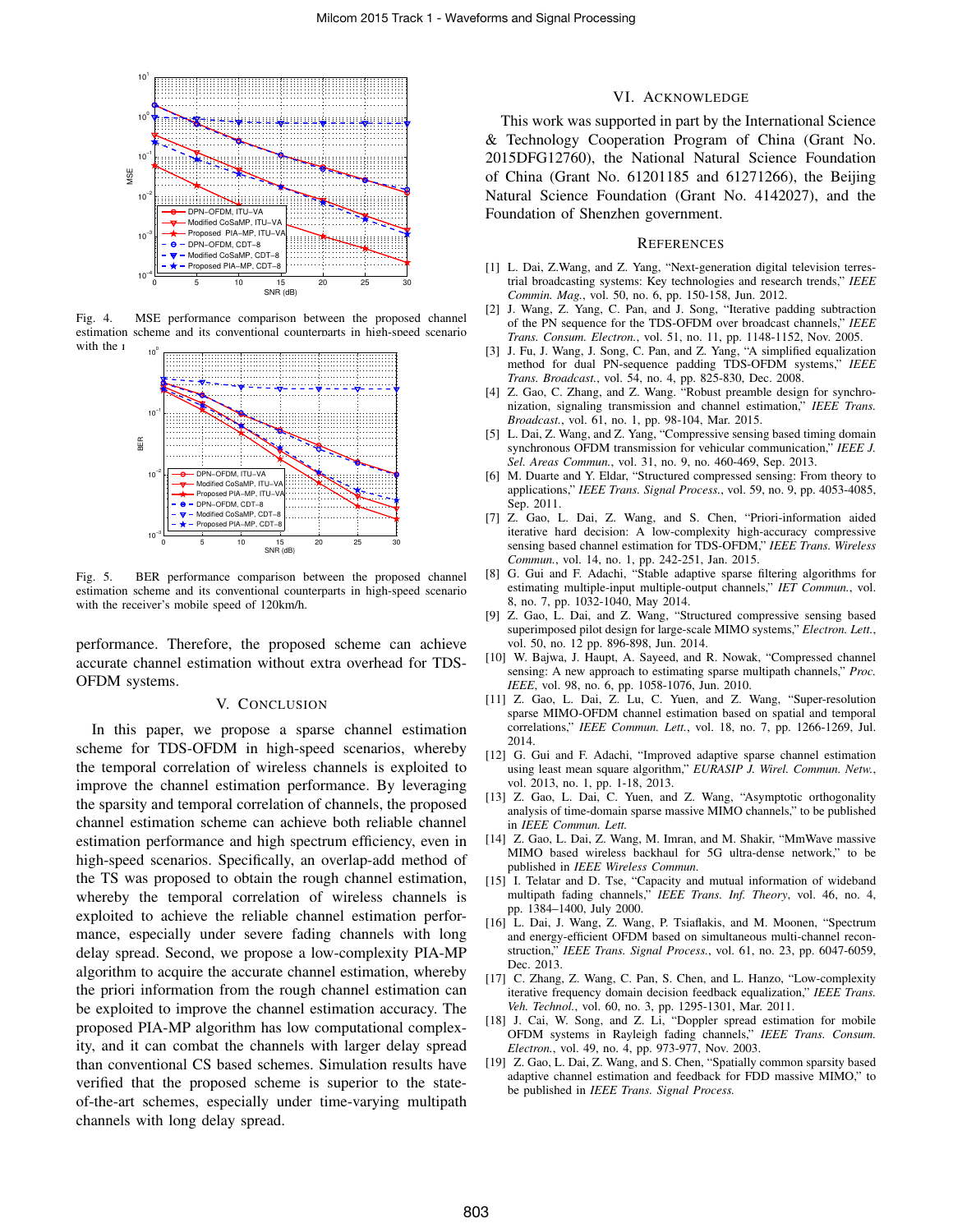$10^{1}$
$10^{0}$
$10^{-1}$
$10^{-2}$
$10^{-3}$
$10^{-4}$
MSE
0
5
10
15
20
25
30
SNR (dB)
DPN–OFDM, ITU–VA
Modified CoSaMP, ITU–VA
Proposed PIA–MP, ITU–VA
DPN–OFDM, CDT–8
Modified CoSaMP, CDT–8
Proposed PIA–MP, CDT–8

Fig. 4. MSE performance comparison between the proposed channel estimation scheme and its conventional counterparts in high-speed scenario with the r

$10^{0}$
$10^{-1}$
$10^{-2}$
$10^{-3}$
BER
0
5
10
15
20
25
30
SNR (dB)
DPN–OFDM, ITU–VA
Modified CoSaMP, ITU–VA
Proposed PIA–MP, ITU–VA
DPN–OFDM, CDT–8
Modified CoSaMP, CDT–8
Proposed PIA–MP, CDT–8

Fig. 5. BER performance comparison between the proposed channel estimation scheme and its conventional counterparts in high-speed scenario with the receiver's mobile speed of 120km/h.

performance. Therefore, the proposed scheme can achieve accurate channel estimation without extra overhead for TDS-OFDM systems.

## V. Conclusion

In this paper, we propose a sparse channel estimation scheme for TDS-OFDM in high-speed scenarios, whereby the temporal correlation of wireless channels is exploited to improve the channel estimation performance. By leveraging the sparsity and temporal correlation of channels, the proposed channel estimation scheme can achieve both reliable channel estimation performance and high spectrum efficiency, even in high-speed scenarios. Specifically, an overlap-add method of the TS was proposed to obtain the rough channel estimation, whereby the temporal correlation of wireless channels is exploited to achieve the reliable channel estimation performance, especially under severe fading channels with long delay spread. Second, we propose a low-complexity PIA-MP algorithm to acquire the accurate channel estimation, whereby the priori information from the rough channel estimation can be exploited to improve the channel estimation accuracy. The proposed PIA-MP algorithm has low computational complexity, and it can combat the channels with larger delay spread than conventional CS based schemes. Simulation results have verified that the proposed scheme is superior to the state-of-the-art schemes, especially under time-varying multipath channels with long delay spread.

## VI. Acknowledge

This work was supported in part by the International Science & Technology Cooperation Program of China (Grant No. 2015DFG12760), the National Natural Science Foundation of China (Grant No. 61201185 and 61271266), the Beijing Natural Science Foundation (Grant No. 4142027), and the Foundation of Shenzhen government.

## References

[1] L. Dai, Z.Wang, and Z. Yang, "Next-generation digital television terrestrial broadcasting systems: Key technologies and research trends," *IEEE Commin. Mag.*, vol. 50, no. 6, pp. 150-158, Jun. 2012.

[2] J. Wang, Z. Yang, C. Pan, and J. Song, "Iterative padding subtraction of the PN sequence for the TDS-OFDM over broadcast channels," *IEEE Trans. Consum. Electron.*, vol. 51, no. 11, pp. 1148-1152, Nov. 2005.

[3] J. Fu, J. Wang, J. Song, C. Pan, and Z. Yang, "A simplified equalization method for dual PN-sequence padding TDS-OFDM systems," *IEEE Trans. Broadcast.*, vol. 54, no. 4, pp. 825-830, Dec. 2008.

[4] Z. Gao, C. Zhang, and Z. Wang. "Robust preamble design for synchronization, signaling transmission and channel estimation," *IEEE Trans. Broadcast.*, vol. 61, no. 1, pp. 98-104, Mar. 2015.

[5] L. Dai, Z. Wang, and Z. Yang, "Compressive sensing based timing domain synchronous OFDM transmission for vehicular communication," *IEEE J. Sel. Areas Commun.*, vol. 31, no. 9, pp. 460-469, Sep. 2013.

[6] M. Duarte and Y. Eldar, "Structured compressed sensing: From theory to applications," *IEEE Trans. Signal Process.*, vol. 59, no. 9, pp. 4053-4085, Sep. 2011.

[7] Z. Gao, L. Dai, Z. Wang, and S. Chen, "Priori-information aided iterative hard decision: A low-complexity high-accuracy compressive sensing based channel estimation for TDS-OFDM," *IEEE Trans. Wireless Commun.*, vol. 14, no. 1, pp. 242-251, Jan. 2015.

[8] G. Gui and F. Adachi, "Stable adaptive sparse filtering algorithms for estimating multiple-input multiple-output channels," *IET Commun.*, vol. 8, no. 7, pp. 1032-1040, May 2014.

[9] Z. Gao, L. Dai, and Z. Wang, "Structured compressive sensing based superimposed pilot design for large-scale MIMO systems," *Electron. Lett.*, vol. 50, no. 12 pp. 896-898, Jun. 2014.

[10] W. Bajwa, J. Haupt, A. Sayeed, and R. Nowak, "Compressed channel sensing: A new approach to estimating sparse multipath channels," *Proc. IEEE*, vol. 98, no. 6, pp. 1058-1076, Jun. 2010.

[11] Z. Gao, L. Dai, Z. Lu, C. Yuen, and Z. Wang, "Super-resolution sparse MIMO-OFDM channel estimation based on spatial and temporal correlations," *IEEE Commun. Lett.*, vol. 18, no. 7, pp. 1266-1269, Jul. 2014.

[12] G. Gui and F. Adachi, "Improved adaptive sparse channel estimation using least mean square algorithm," *EURASIP J. Wirel. Commun. Netw.*, vol. 2013, no. 1, pp. 1-18, 2013.

[13] Z. Gao, L. Dai, C. Yuen, and Z. Wang, "Asymptotic orthogonality analysis of time-domain sparse massive MIMO channels," to be published in *IEEE Commun. Lett.*

[14] Z. Gao, L. Dai, Z. Wang, M. Imran, and M. Shakir, "MmWave massive MIMO based wireless backhaul for 5G ultra-dense network," to be published in *IEEE Wireless Commun.*

[15] I. Telatar and D. Tse, "Capacity and mutual information of wideband multipath fading channels," *IEEE Trans. Inf. Theory*, vol. 46, no. 4, pp. 1384–1400, July 2000.

[16] L. Dai, J. Wang, Z. Wang, P. Tsiaflakis, and M. Moonen, "Spectrum and energy-efficient OFDM based on simultaneous multi-channel reconstruction," *IEEE Trans. Signal Process.*, vol. 61, no. 23, pp. 6047-6059, Dec. 2013.

[17] C. Zhang, Z. Wang, C. Pan, S. Chen, and L. Hanzo, "Low-complexity iterative frequency domain decision feedback equalization," *IEEE Trans. Veh. Technol.*, vol. 60, no. 3, pp. 1295-1301, Mar. 2011.

[18] J. Cai, W. Song, and Z. Li, "Doppler spread estimation for mobile OFDM systems in Rayleigh fading channels," *IEEE Trans. Consum. Electron.*, vol. 49, no. 4, pp. 973-977, Nov. 2003.

[19] Z. Gao, L. Dai, Z. Wang, and S. Chen, "Spatially common sparsity based adaptive channel estimation and feedback for FDD massive MIMO," to be published in *IEEE Trans. Signal Process.*